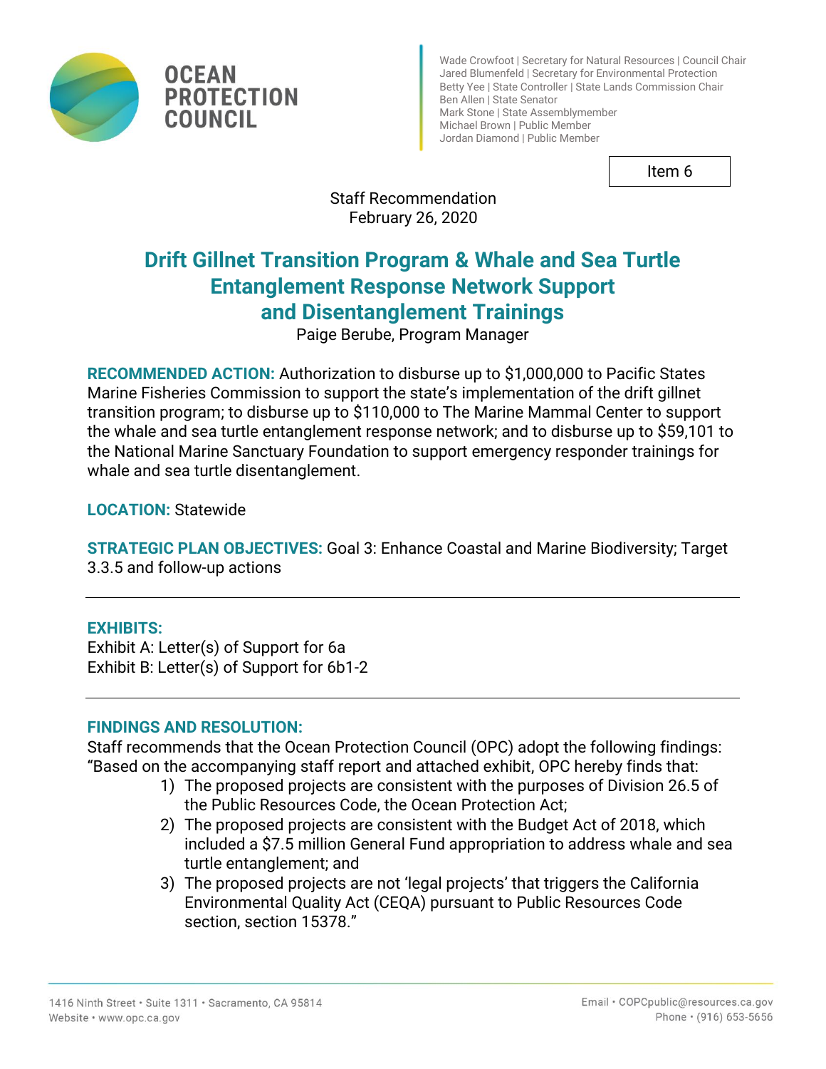# OCEAN PROTECTION COUNCIL

Wade Crowfoot | Secretary for Natural Resources | Council Chair
Jared Blumenfeld | Secretary for Environmental Protection
Betty Yee | State Controller | State Lands Commission Chair
Ben Allen | State Senator
Mark Stone | State Assemblymember
Michael Brown | Public Member
Jordan Diamond | Public Member

Item 6

Staff Recommendation
February 26, 2020

## Drift Gillnet Transition Program & Whale and Sea Turtle Entanglement Response Network Support and Disentanglement Trainings

Paige Berube, Program Manager

**RECOMMENDED ACTION:** Authorization to disburse up to $1,000,000 to Pacific States Marine Fisheries Commission to support the state's implementation of the drift gillnet transition program; to disburse up to $110,000 to The Marine Mammal Center to support the whale and sea turtle entanglement response network; and to disburse up to $59,101 to the National Marine Sanctuary Foundation to support emergency responder trainings for whale and sea turtle disentanglement.

**LOCATION:** Statewide

**STRATEGIC PLAN OBJECTIVES:** Goal 3: Enhance Coastal and Marine Biodiversity; Target 3.3.5 and follow-up actions

---

**EXHIBITS:**
Exhibit A: Letter(s) of Support for 6a
Exhibit B: Letter(s) of Support for 6b1-2

---

**FINDINGS AND RESOLUTION:**
Staff recommends that the Ocean Protection Council (OPC) adopt the following findings: "Based on the accompanying staff report and attached exhibit, OPC hereby finds that:

1) The proposed projects are consistent with the purposes of Division 26.5 of the Public Resources Code, the Ocean Protection Act;
2) The proposed projects are consistent with the Budget Act of 2018, which included a $7.5 million General Fund appropriation to address whale and sea turtle entanglement; and
3) The proposed projects are not 'legal projects' that triggers the California Environmental Quality Act (CEQA) pursuant to Public Resources Code section, section 15378."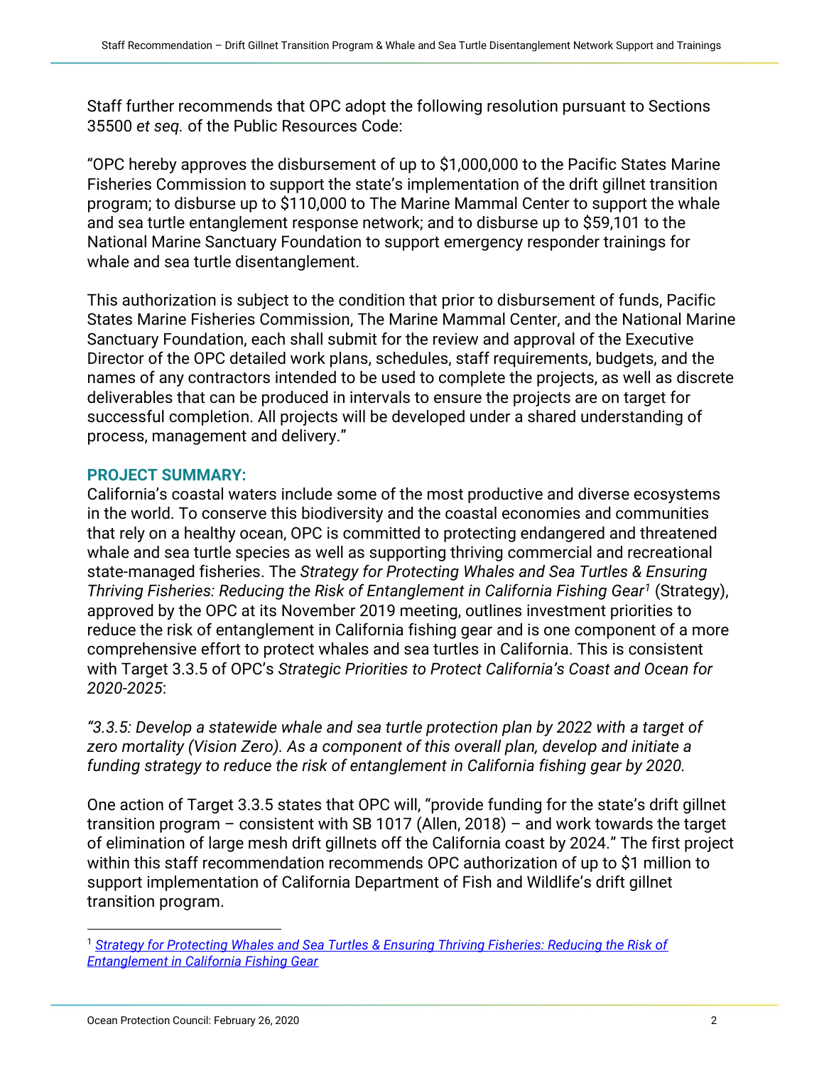Staff further recommends that OPC adopt the following resolution pursuant to Sections 35500 *et seq.* of the Public Resources Code:

"OPC hereby approves the disbursement of up to $1,000,000 to the Pacific States Marine Fisheries Commission to support the state's implementation of the drift gillnet transition program; to disburse up to $110,000 to The Marine Mammal Center to support the whale and sea turtle entanglement response network; and to disburse up to $59,101 to the National Marine Sanctuary Foundation to support emergency responder trainings for whale and sea turtle disentanglement.

This authorization is subject to the condition that prior to disbursement of funds, Pacific States Marine Fisheries Commission, The Marine Mammal Center, and the National Marine Sanctuary Foundation, each shall submit for the review and approval of the Executive Director of the OPC detailed work plans, schedules, staff requirements, budgets, and the names of any contractors intended to be used to complete the projects, as well as discrete deliverables that can be produced in intervals to ensure the projects are on target for successful completion. All projects will be developed under a shared understanding of process, management and delivery."

## PROJECT SUMMARY:

California's coastal waters include some of the most productive and diverse ecosystems in the world. To conserve this biodiversity and the coastal economies and communities that rely on a healthy ocean, OPC is committed to protecting endangered and threatened whale and sea turtle species as well as supporting thriving commercial and recreational state-managed fisheries. The *Strategy for Protecting Whales and Sea Turtles & Ensuring Thriving Fisheries: Reducing the Risk of Entanglement in California Fishing Gear*[1] (Strategy), approved by the OPC at its November 2019 meeting, outlines investment priorities to reduce the risk of entanglement in California fishing gear and is one component of a more comprehensive effort to protect whales and sea turtles in California. This is consistent with Target 3.3.5 of OPC's *Strategic Priorities to Protect California's Coast and Ocean for 2020-2025*:

*"3.3.5: Develop a statewide whale and sea turtle protection plan by 2022 with a target of zero mortality (Vision Zero). As a component of this overall plan, develop and initiate a funding strategy to reduce the risk of entanglement in California fishing gear by 2020.*

One action of Target 3.3.5 states that OPC will, "provide funding for the state's drift gillnet transition program – consistent with SB 1017 (Allen, 2018) – and work towards the target of elimination of large mesh drift gillnets off the California coast by 2024." The first project within this staff recommendation recommends OPC authorization of up to $1 million to support implementation of California Department of Fish and Wildlife's drift gillnet transition program.

[1] *Strategy for Protecting Whales and Sea Turtles & Ensuring Thriving Fisheries: Reducing the Risk of Entanglement in California Fishing Gear*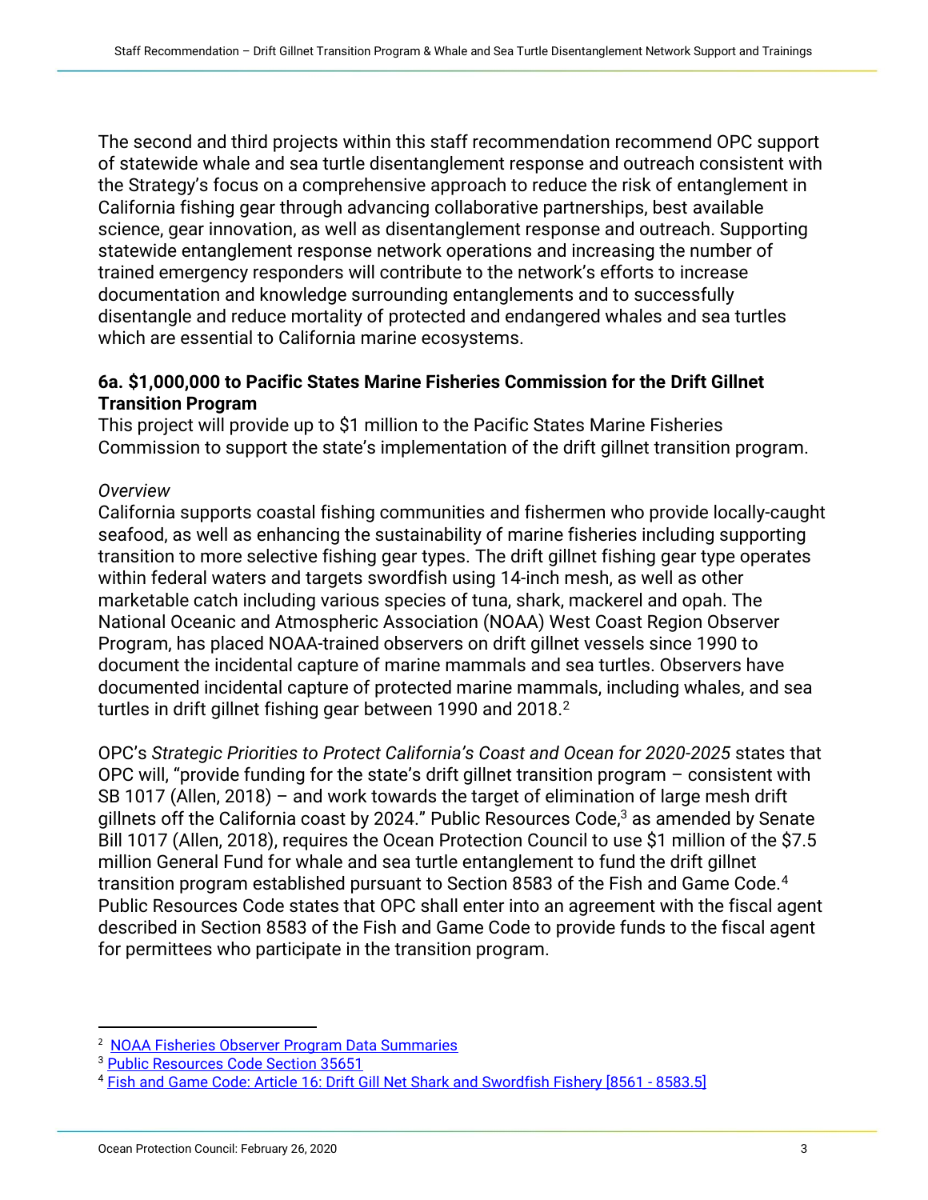The second and third projects within this staff recommendation recommend OPC support of statewide whale and sea turtle disentanglement response and outreach consistent with the Strategy's focus on a comprehensive approach to reduce the risk of entanglement in California fishing gear through advancing collaborative partnerships, best available science, gear innovation, as well as disentanglement response and outreach. Supporting statewide entanglement response network operations and increasing the number of trained emergency responders will contribute to the network's efforts to increase documentation and knowledge surrounding entanglements and to successfully disentangle and reduce mortality of protected and endangered whales and sea turtles which are essential to California marine ecosystems.

**6a. $1,000,000 to Pacific States Marine Fisheries Commission for the Drift Gillnet Transition Program**

This project will provide up to $1 million to the Pacific States Marine Fisheries Commission to support the state's implementation of the drift gillnet transition program.

*Overview*

California supports coastal fishing communities and fishermen who provide locally-caught seafood, as well as enhancing the sustainability of marine fisheries including supporting transition to more selective fishing gear types. The drift gillnet fishing gear type operates within federal waters and targets swordfish using 14-inch mesh, as well as other marketable catch including various species of tuna, shark, mackerel and opah. The National Oceanic and Atmospheric Association (NOAA) West Coast Region Observer Program, has placed NOAA-trained observers on drift gillnet vessels since 1990 to document the incidental capture of marine mammals and sea turtles. Observers have documented incidental capture of protected marine mammals, including whales, and sea turtles in drift gillnet fishing gear between 1990 and 2018.[2]

OPC's *Strategic Priorities to Protect California's Coast and Ocean for 2020-2025* states that OPC will, "provide funding for the state's drift gillnet transition program – consistent with SB 1017 (Allen, 2018) – and work towards the target of elimination of large mesh drift gillnets off the California coast by 2024." Public Resources Code,[3] as amended by Senate Bill 1017 (Allen, 2018), requires the Ocean Protection Council to use $1 million of the $7.5 million General Fund for whale and sea turtle entanglement to fund the drift gillnet transition program established pursuant to Section 8583 of the Fish and Game Code.[4] Public Resources Code states that OPC shall enter into an agreement with the fiscal agent described in Section 8583 of the Fish and Game Code to provide funds to the fiscal agent for permittees who participate in the transition program.

---

[2] NOAA Fisheries Observer Program Data Summaries

[3] Public Resources Code Section 35651

[4] Fish and Game Code: Article 16: Drift Gill Net Shark and Swordfish Fishery [8561 - 8583.5]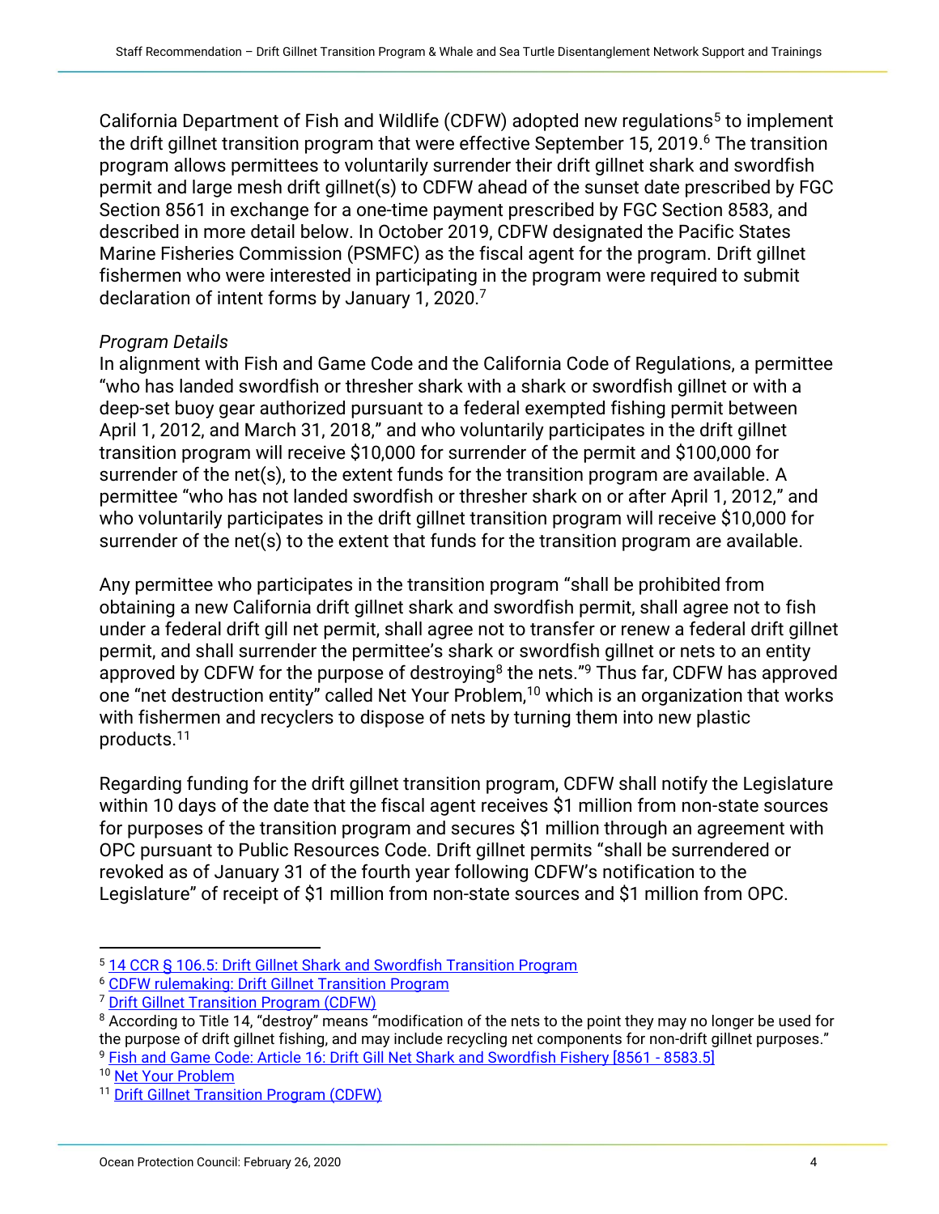California Department of Fish and Wildlife (CDFW) adopted new regulations[5] to implement the drift gillnet transition program that were effective September 15, 2019.[6] The transition program allows permittees to voluntarily surrender their drift gillnet shark and swordfish permit and large mesh drift gillnet(s) to CDFW ahead of the sunset date prescribed by FGC Section 8561 in exchange for a one-time payment prescribed by FGC Section 8583, and described in more detail below. In October 2019, CDFW designated the Pacific States Marine Fisheries Commission (PSMFC) as the fiscal agent for the program. Drift gillnet fishermen who were interested in participating in the program were required to submit declaration of intent forms by January 1, 2020.[7]

*Program Details*

In alignment with Fish and Game Code and the California Code of Regulations, a permittee "who has landed swordfish or thresher shark with a shark or swordfish gillnet or with a deep-set buoy gear authorized pursuant to a federal exempted fishing permit between April 1, 2012, and March 31, 2018," and who voluntarily participates in the drift gillnet transition program will receive $10,000 for surrender of the permit and $100,000 for surrender of the net(s), to the extent funds for the transition program are available. A permittee "who has not landed swordfish or thresher shark on or after April 1, 2012," and who voluntarily participates in the drift gillnet transition program will receive $10,000 for surrender of the net(s) to the extent that funds for the transition program are available.

Any permittee who participates in the transition program "shall be prohibited from obtaining a new California drift gillnet shark and swordfish permit, shall agree not to fish under a federal drift gill net permit, shall agree not to transfer or renew a federal drift gillnet permit, and shall surrender the permittee's shark or swordfish gillnet or nets to an entity approved by CDFW for the purpose of destroying[8] the nets."[9] Thus far, CDFW has approved one "net destruction entity" called Net Your Problem,[10] which is an organization that works with fishermen and recyclers to dispose of nets by turning them into new plastic products.[11]

Regarding funding for the drift gillnet transition program, CDFW shall notify the Legislature within 10 days of the date that the fiscal agent receives $1 million from non-state sources for purposes of the transition program and secures $1 million through an agreement with OPC pursuant to Public Resources Code. Drift gillnet permits "shall be surrendered or revoked as of January 31 of the fourth year following CDFW's notification to the Legislature" of receipt of $1 million from non-state sources and $1 million from OPC.

---

[5] 14 CCR § 106.5: Drift Gillnet Shark and Swordfish Transition Program

[6] CDFW rulemaking: Drift Gillnet Transition Program

[7] Drift Gillnet Transition Program (CDFW)

[8] According to Title 14, "destroy" means "modification of the nets to the point they may no longer be used for the purpose of drift gillnet fishing, and may include recycling net components for non-drift gillnet purposes."

[9] Fish and Game Code: Article 16: Drift Gill Net Shark and Swordfish Fishery [8561 - 8583.5]

[10] Net Your Problem

[11] Drift Gillnet Transition Program (CDFW)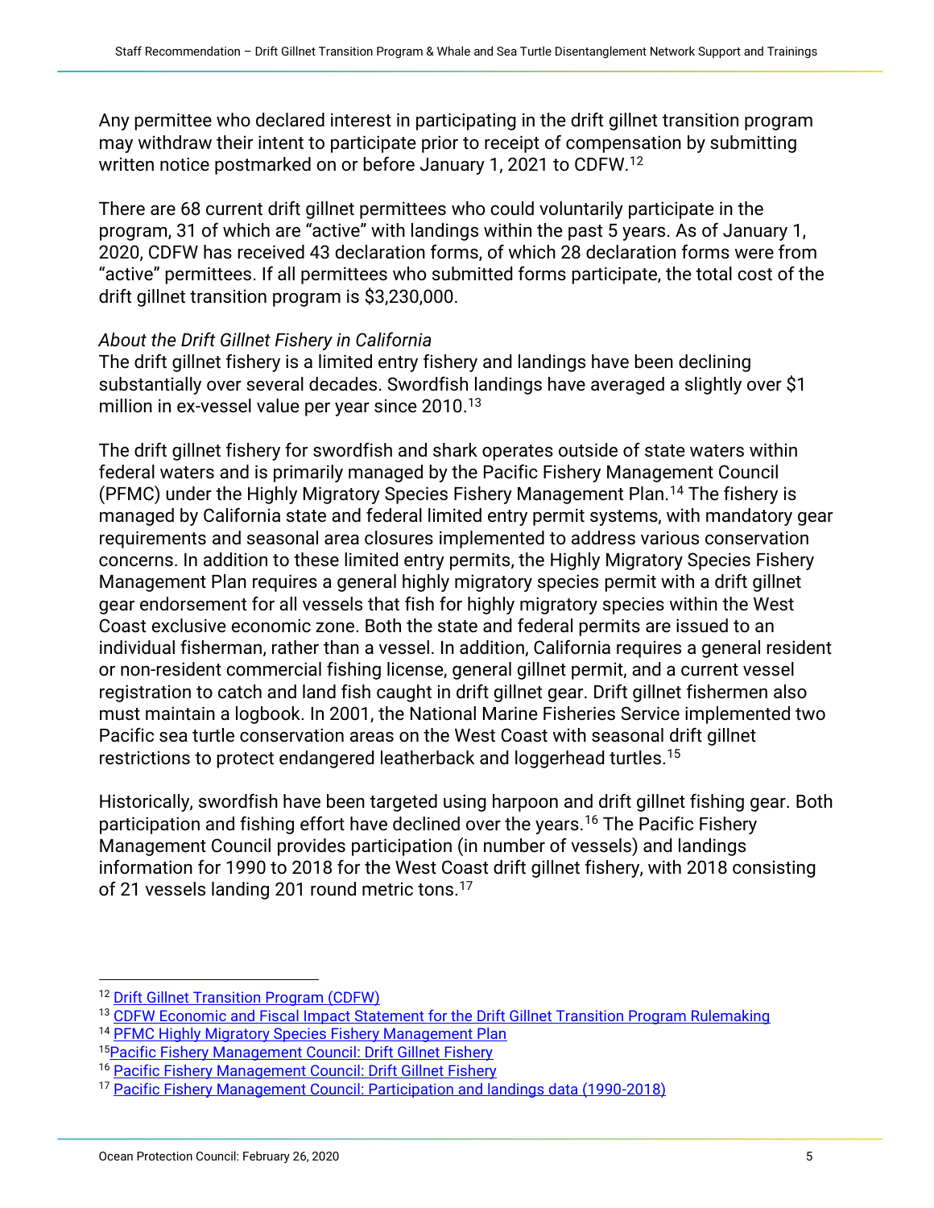Any permittee who declared interest in participating in the drift gillnet transition program may withdraw their intent to participate prior to receipt of compensation by submitting written notice postmarked on or before January 1, 2021 to CDFW.[12]

There are 68 current drift gillnet permittees who could voluntarily participate in the program, 31 of which are "active" with landings within the past 5 years. As of January 1, 2020, CDFW has received 43 declaration forms, of which 28 declaration forms were from "active" permittees. If all permittees who submitted forms participate, the total cost of the drift gillnet transition program is $3,230,000.

*About the Drift Gillnet Fishery in California*

The drift gillnet fishery is a limited entry fishery and landings have been declining substantially over several decades. Swordfish landings have averaged a slightly over $1 million in ex-vessel value per year since 2010.[13]

The drift gillnet fishery for swordfish and shark operates outside of state waters within federal waters and is primarily managed by the Pacific Fishery Management Council (PFMC) under the Highly Migratory Species Fishery Management Plan.[14] The fishery is managed by California state and federal limited entry permit systems, with mandatory gear requirements and seasonal area closures implemented to address various conservation concerns. In addition to these limited entry permits, the Highly Migratory Species Fishery Management Plan requires a general highly migratory species permit with a drift gillnet gear endorsement for all vessels that fish for highly migratory species within the West Coast exclusive economic zone. Both the state and federal permits are issued to an individual fisherman, rather than a vessel. In addition, California requires a general resident or non-resident commercial fishing license, general gillnet permit, and a current vessel registration to catch and land fish caught in drift gillnet gear. Drift gillnet fishermen also must maintain a logbook. In 2001, the National Marine Fisheries Service implemented two Pacific sea turtle conservation areas on the West Coast with seasonal drift gillnet restrictions to protect endangered leatherback and loggerhead turtles.[15]

Historically, swordfish have been targeted using harpoon and drift gillnet fishing gear. Both participation and fishing effort have declined over the years.[16] The Pacific Fishery Management Council provides participation (in number of vessels) and landings information for 1990 to 2018 for the West Coast drift gillnet fishery, with 2018 consisting of 21 vessels landing 201 round metric tons.[17]

---

[12] Drift Gillnet Transition Program (CDFW)

[13] CDFW Economic and Fiscal Impact Statement for the Drift Gillnet Transition Program Rulemaking

[14] PFMC Highly Migratory Species Fishery Management Plan

[15] Pacific Fishery Management Council: Drift Gillnet Fishery

[16] Pacific Fishery Management Council: Drift Gillnet Fishery

[17] Pacific Fishery Management Council: Participation and landings data (1990-2018)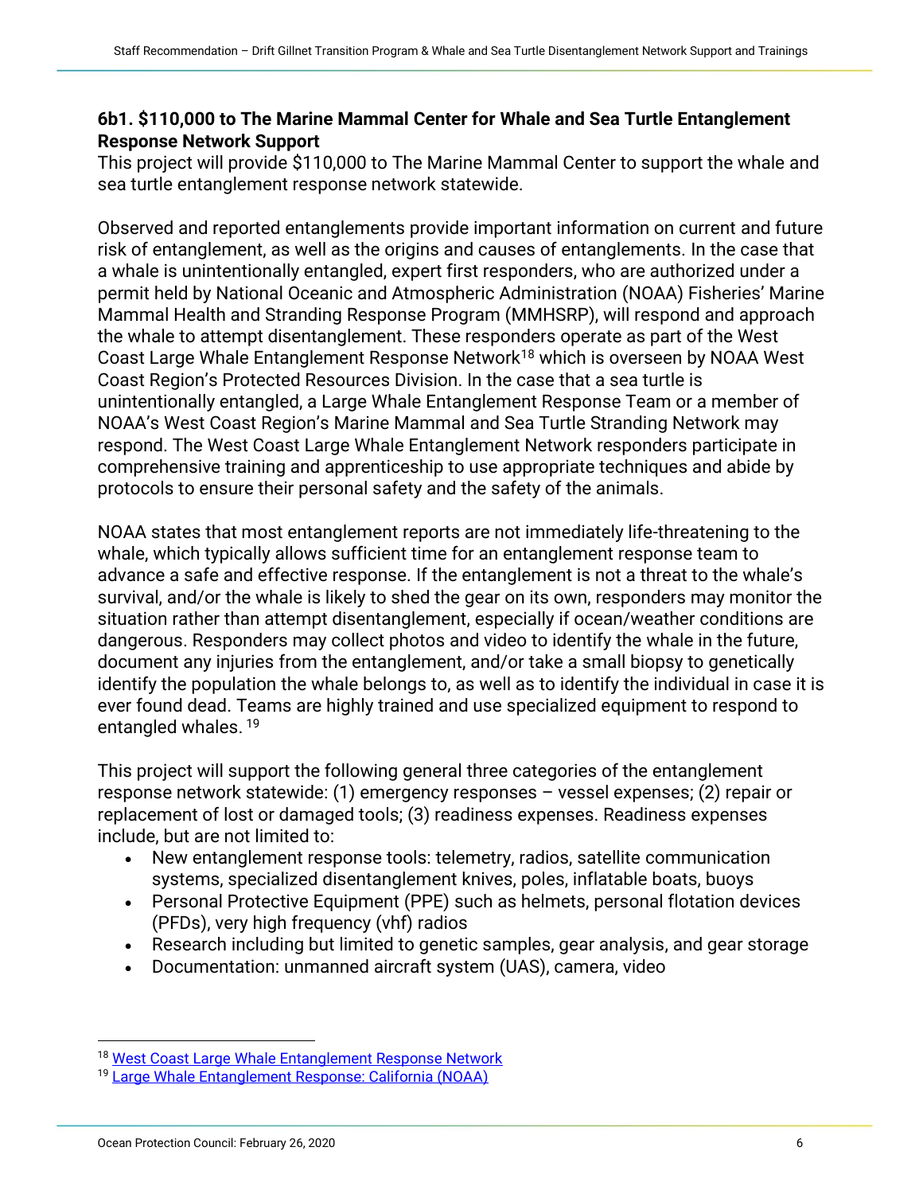### 6b1. $110,000 to The Marine Mammal Center for Whale and Sea Turtle Entanglement Response Network Support

This project will provide $110,000 to The Marine Mammal Center to support the whale and sea turtle entanglement response network statewide.

Observed and reported entanglements provide important information on current and future risk of entanglement, as well as the origins and causes of entanglements. In the case that a whale is unintentionally entangled, expert first responders, who are authorized under a permit held by National Oceanic and Atmospheric Administration (NOAA) Fisheries' Marine Mammal Health and Stranding Response Program (MMHSRP), will respond and approach the whale to attempt disentanglement. These responders operate as part of the West Coast Large Whale Entanglement Response Network[18] which is overseen by NOAA West Coast Region's Protected Resources Division. In the case that a sea turtle is unintentionally entangled, a Large Whale Entanglement Response Team or a member of NOAA's West Coast Region's Marine Mammal and Sea Turtle Stranding Network may respond. The West Coast Large Whale Entanglement Network responders participate in comprehensive training and apprenticeship to use appropriate techniques and abide by protocols to ensure their personal safety and the safety of the animals.

NOAA states that most entanglement reports are not immediately life-threatening to the whale, which typically allows sufficient time for an entanglement response team to advance a safe and effective response. If the entanglement is not a threat to the whale's survival, and/or the whale is likely to shed the gear on its own, responders may monitor the situation rather than attempt disentanglement, especially if ocean/weather conditions are dangerous. Responders may collect photos and video to identify the whale in the future, document any injuries from the entanglement, and/or take a small biopsy to genetically identify the population the whale belongs to, as well as to identify the individual in case it is ever found dead. Teams are highly trained and use specialized equipment to respond to entangled whales. [19]

This project will support the following general three categories of the entanglement response network statewide: (1) emergency responses – vessel expenses; (2) repair or replacement of lost or damaged tools; (3) readiness expenses. Readiness expenses include, but are not limited to:

- New entanglement response tools: telemetry, radios, satellite communication systems, specialized disentanglement knives, poles, inflatable boats, buoys
- Personal Protective Equipment (PPE) such as helmets, personal flotation devices (PFDs), very high frequency (vhf) radios
- Research including but limited to genetic samples, gear analysis, and gear storage
- Documentation: unmanned aircraft system (UAS), camera, video

---

[18] West Coast Large Whale Entanglement Response Network

[19] Large Whale Entanglement Response: California (NOAA)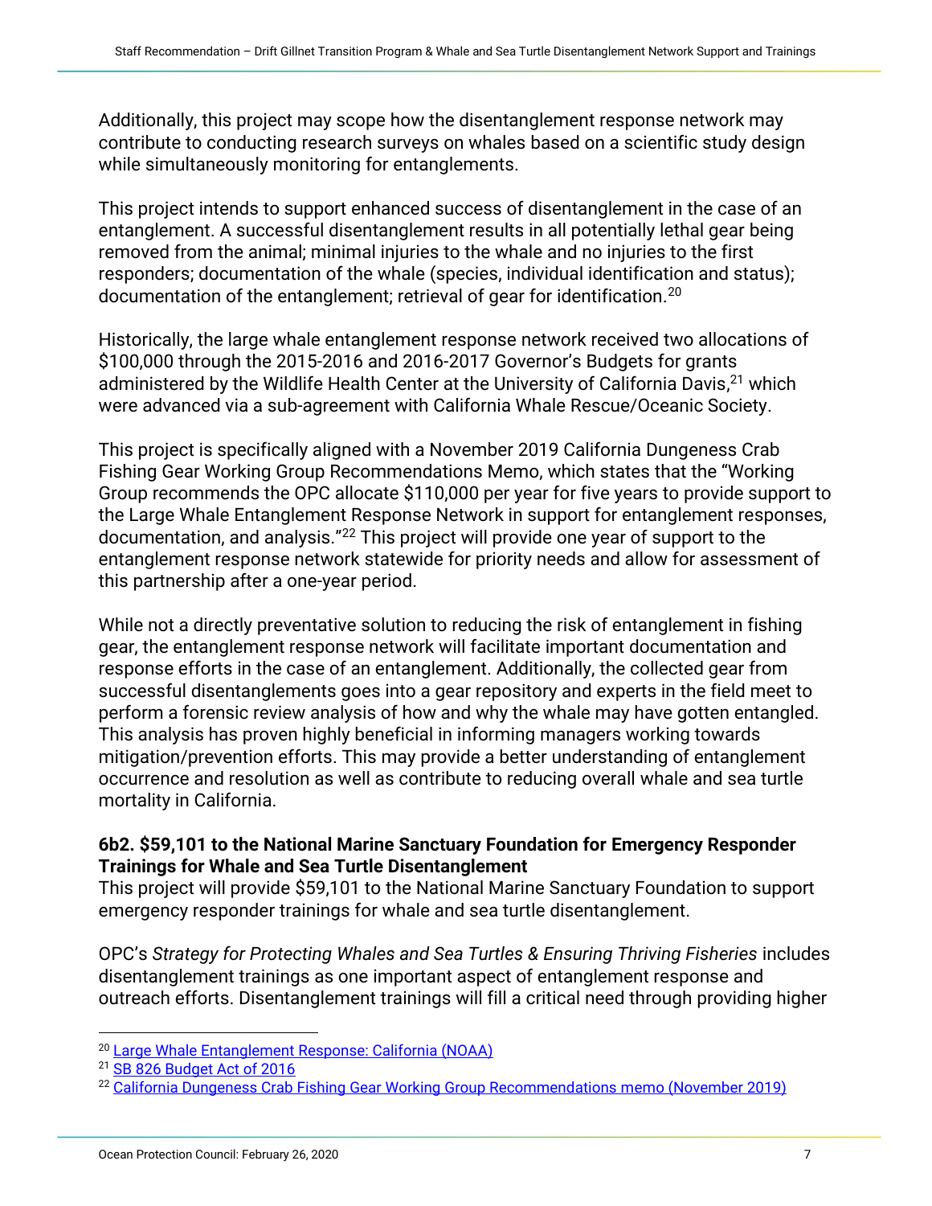Additionally, this project may scope how the disentanglement response network may contribute to conducting research surveys on whales based on a scientific study design while simultaneously monitoring for entanglements.

This project intends to support enhanced success of disentanglement in the case of an entanglement. A successful disentanglement results in all potentially lethal gear being removed from the animal; minimal injuries to the whale and no injuries to the first responders; documentation of the whale (species, individual identification and status); documentation of the entanglement; retrieval of gear for identification.[20]

Historically, the large whale entanglement response network received two allocations of $100,000 through the 2015-2016 and 2016-2017 Governor's Budgets for grants administered by the Wildlife Health Center at the University of California Davis,[21] which were advanced via a sub-agreement with California Whale Rescue/Oceanic Society.

This project is specifically aligned with a November 2019 California Dungeness Crab Fishing Gear Working Group Recommendations Memo, which states that the "Working Group recommends the OPC allocate $110,000 per year for five years to provide support to the Large Whale Entanglement Response Network in support for entanglement responses, documentation, and analysis."[22] This project will provide one year of support to the entanglement response network statewide for priority needs and allow for assessment of this partnership after a one-year period.

While not a directly preventative solution to reducing the risk of entanglement in fishing gear, the entanglement response network will facilitate important documentation and response efforts in the case of an entanglement. Additionally, the collected gear from successful disentanglements goes into a gear repository and experts in the field meet to perform a forensic review analysis of how and why the whale may have gotten entangled. This analysis has proven highly beneficial in informing managers working towards mitigation/prevention efforts. This may provide a better understanding of entanglement occurrence and resolution as well as contribute to reducing overall whale and sea turtle mortality in California.

**6b2. $59,101 to the National Marine Sanctuary Foundation for Emergency Responder Trainings for Whale and Sea Turtle Disentanglement**

This project will provide $59,101 to the National Marine Sanctuary Foundation to support emergency responder trainings for whale and sea turtle disentanglement.

OPC's *Strategy for Protecting Whales and Sea Turtles & Ensuring Thriving Fisheries* includes disentanglement trainings as one important aspect of entanglement response and outreach efforts. Disentanglement trainings will fill a critical need through providing higher

---

[20] Large Whale Entanglement Response: California (NOAA)

[21] SB 826 Budget Act of 2016

[22] California Dungeness Crab Fishing Gear Working Group Recommendations memo (November 2019)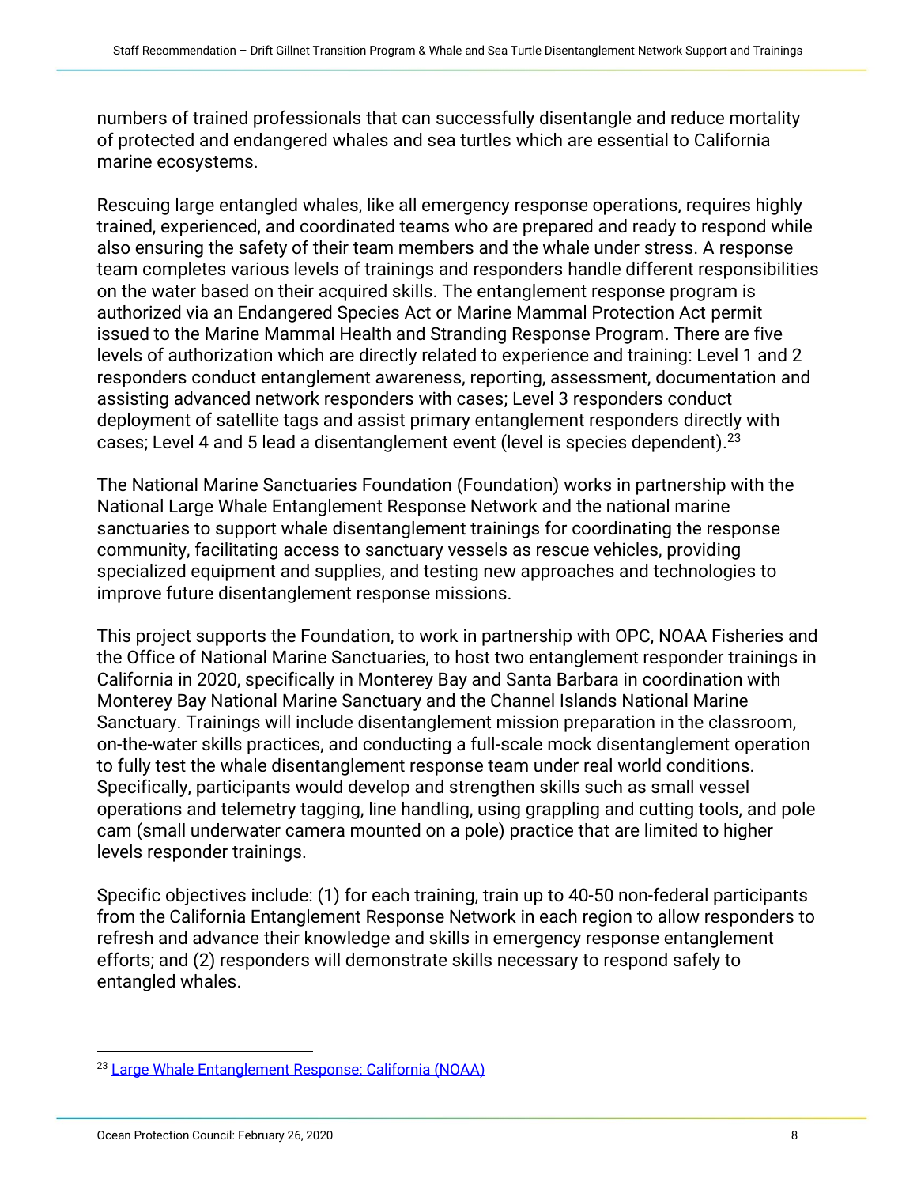numbers of trained professionals that can successfully disentangle and reduce mortality of protected and endangered whales and sea turtles which are essential to California marine ecosystems.

Rescuing large entangled whales, like all emergency response operations, requires highly trained, experienced, and coordinated teams who are prepared and ready to respond while also ensuring the safety of their team members and the whale under stress. A response team completes various levels of trainings and responders handle different responsibilities on the water based on their acquired skills. The entanglement response program is authorized via an Endangered Species Act or Marine Mammal Protection Act permit issued to the Marine Mammal Health and Stranding Response Program. There are five levels of authorization which are directly related to experience and training: Level 1 and 2 responders conduct entanglement awareness, reporting, assessment, documentation and assisting advanced network responders with cases; Level 3 responders conduct deployment of satellite tags and assist primary entanglement responders directly with cases; Level 4 and 5 lead a disentanglement event (level is species dependent).[23]

The National Marine Sanctuaries Foundation (Foundation) works in partnership with the National Large Whale Entanglement Response Network and the national marine sanctuaries to support whale disentanglement trainings for coordinating the response community, facilitating access to sanctuary vessels as rescue vehicles, providing specialized equipment and supplies, and testing new approaches and technologies to improve future disentanglement response missions.

This project supports the Foundation, to work in partnership with OPC, NOAA Fisheries and the Office of National Marine Sanctuaries, to host two entanglement responder trainings in California in 2020, specifically in Monterey Bay and Santa Barbara in coordination with Monterey Bay National Marine Sanctuary and the Channel Islands National Marine Sanctuary. Trainings will include disentanglement mission preparation in the classroom, on-the-water skills practices, and conducting a full-scale mock disentanglement operation to fully test the whale disentanglement response team under real world conditions. Specifically, participants would develop and strengthen skills such as small vessel operations and telemetry tagging, line handling, using grappling and cutting tools, and pole cam (small underwater camera mounted on a pole) practice that are limited to higher levels responder trainings.

Specific objectives include: (1) for each training, train up to 40-50 non-federal participants from the California Entanglement Response Network in each region to allow responders to refresh and advance their knowledge and skills in emergency response entanglement efforts; and (2) responders will demonstrate skills necessary to respond safely to entangled whales.

[23] Large Whale Entanglement Response: California (NOAA)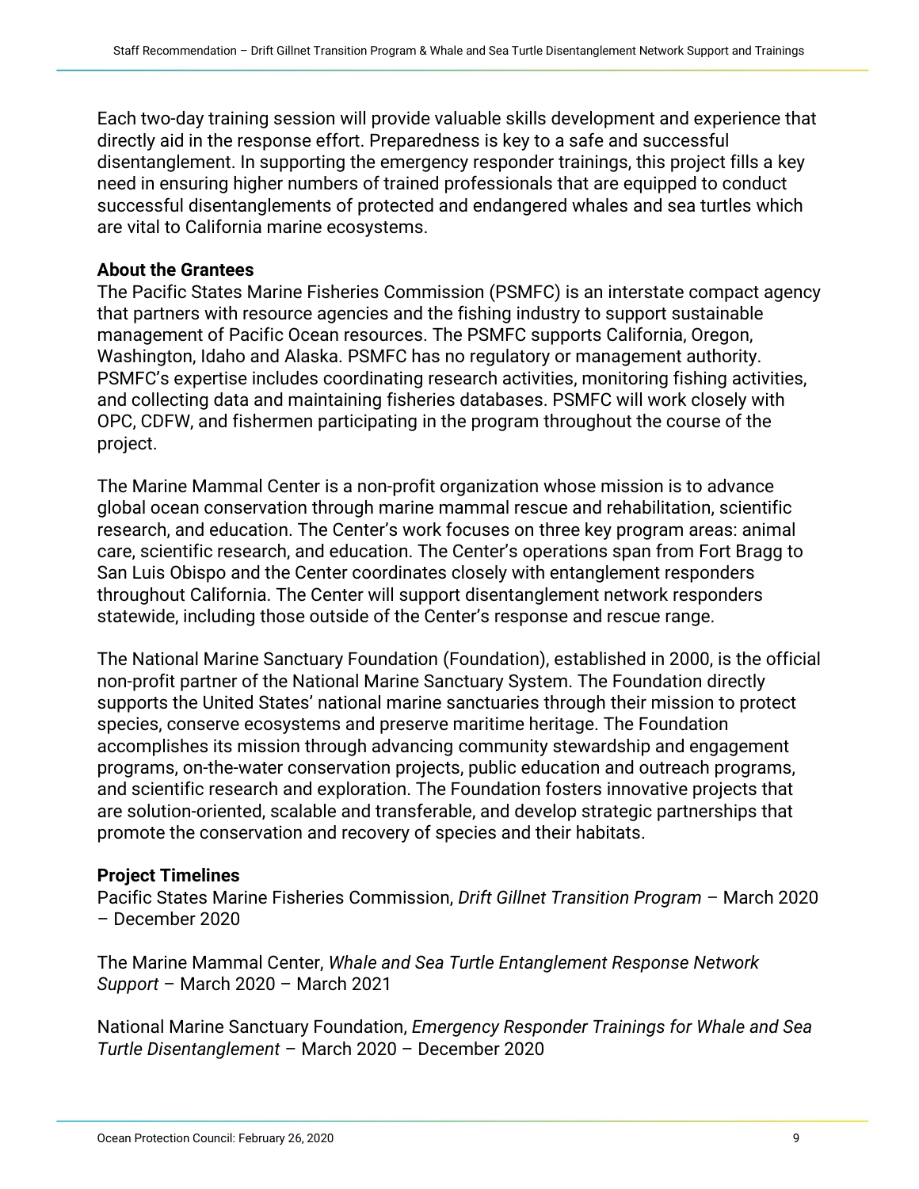Each two-day training session will provide valuable skills development and experience that directly aid in the response effort. Preparedness is key to a safe and successful disentanglement. In supporting the emergency responder trainings, this project fills a key need in ensuring higher numbers of trained professionals that are equipped to conduct successful disentanglements of protected and endangered whales and sea turtles which are vital to California marine ecosystems.

**About the Grantees**

The Pacific States Marine Fisheries Commission (PSMFC) is an interstate compact agency that partners with resource agencies and the fishing industry to support sustainable management of Pacific Ocean resources. The PSMFC supports California, Oregon, Washington, Idaho and Alaska. PSMFC has no regulatory or management authority. PSMFC's expertise includes coordinating research activities, monitoring fishing activities, and collecting data and maintaining fisheries databases. PSMFC will work closely with OPC, CDFW, and fishermen participating in the program throughout the course of the project.

The Marine Mammal Center is a non-profit organization whose mission is to advance global ocean conservation through marine mammal rescue and rehabilitation, scientific research, and education. The Center's work focuses on three key program areas: animal care, scientific research, and education. The Center's operations span from Fort Bragg to San Luis Obispo and the Center coordinates closely with entanglement responders throughout California. The Center will support disentanglement network responders statewide, including those outside of the Center's response and rescue range.

The National Marine Sanctuary Foundation (Foundation), established in 2000, is the official non-profit partner of the National Marine Sanctuary System. The Foundation directly supports the United States' national marine sanctuaries through their mission to protect species, conserve ecosystems and preserve maritime heritage. The Foundation accomplishes its mission through advancing community stewardship and engagement programs, on-the-water conservation projects, public education and outreach programs, and scientific research and exploration. The Foundation fosters innovative projects that are solution-oriented, scalable and transferable, and develop strategic partnerships that promote the conservation and recovery of species and their habitats.

**Project Timelines**

Pacific States Marine Fisheries Commission, *Drift Gillnet Transition Program* – March 2020 – December 2020

The Marine Mammal Center, *Whale and Sea Turtle Entanglement Response Network Support* – March 2020 – March 2021

National Marine Sanctuary Foundation, *Emergency Responder Trainings for Whale and Sea Turtle Disentanglement* – March 2020 – December 2020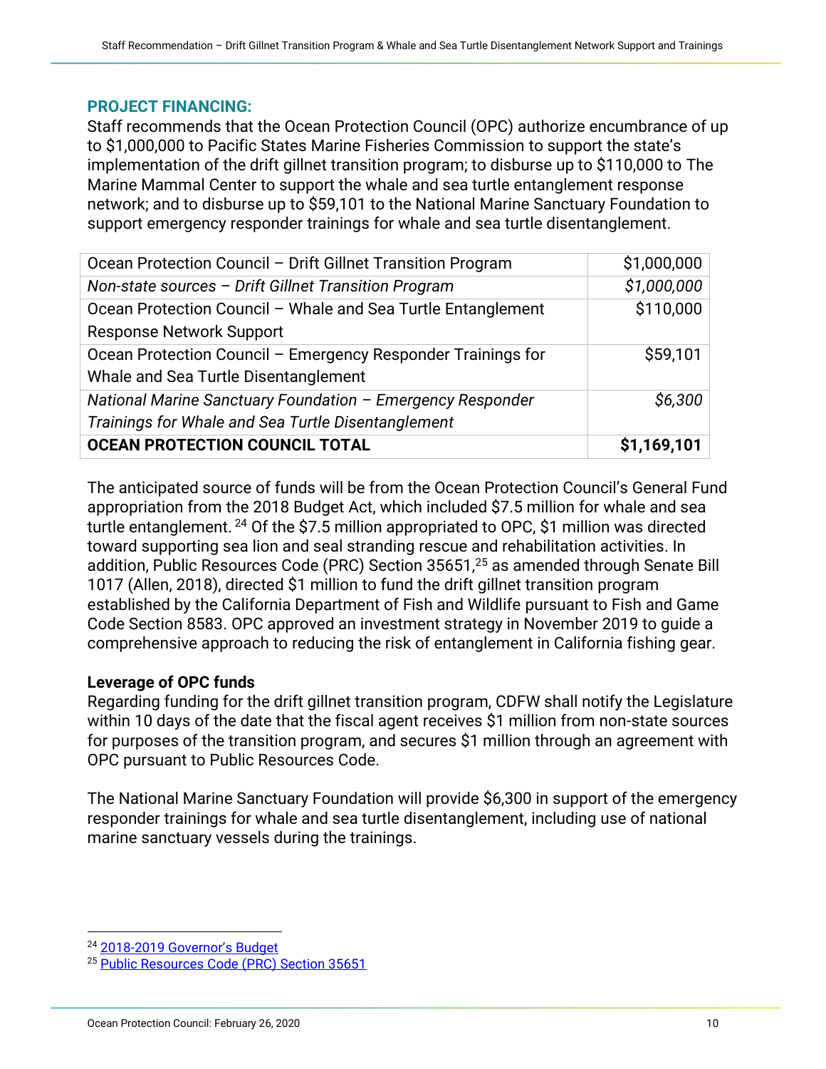## PROJECT FINANCING:

Staff recommends that the Ocean Protection Council (OPC) authorize encumbrance of up to $1,000,000 to Pacific States Marine Fisheries Commission to support the state's implementation of the drift gillnet transition program; to disburse up to $110,000 to The Marine Mammal Center to support the whale and sea turtle entanglement response network; and to disburse up to $59,101 to the National Marine Sanctuary Foundation to support emergency responder trainings for whale and sea turtle disentanglement.

| | |
|---|---|
| Ocean Protection Council – Drift Gillnet Transition Program | $1,000,000 |
| *Non-state sources – Drift Gillnet Transition Program* | *$1,000,000* |
| Ocean Protection Council – Whale and Sea Turtle Entanglement Response Network Support | $110,000 |
| Ocean Protection Council – Emergency Responder Trainings for Whale and Sea Turtle Disentanglement | $59,101 |
| *National Marine Sanctuary Foundation – Emergency Responder Trainings for Whale and Sea Turtle Disentanglement* | *$6,300* |
| **OCEAN PROTECTION COUNCIL TOTAL** | **$1,169,101** |

The anticipated source of funds will be from the Ocean Protection Council's General Fund appropriation from the 2018 Budget Act, which included $7.5 million for whale and sea turtle entanglement. [24] Of the $7.5 million appropriated to OPC, $1 million was directed toward supporting sea lion and seal stranding rescue and rehabilitation activities. In addition, Public Resources Code (PRC) Section 35651,[25] as amended through Senate Bill 1017 (Allen, 2018), directed $1 million to fund the drift gillnet transition program established by the California Department of Fish and Wildlife pursuant to Fish and Game Code Section 8583. OPC approved an investment strategy in November 2019 to guide a comprehensive approach to reducing the risk of entanglement in California fishing gear.

**Leverage of OPC funds**

Regarding funding for the drift gillnet transition program, CDFW shall notify the Legislature within 10 days of the date that the fiscal agent receives $1 million from non-state sources for purposes of the transition program, and secures $1 million through an agreement with OPC pursuant to Public Resources Code.

The National Marine Sanctuary Foundation will provide $6,300 in support of the emergency responder trainings for whale and sea turtle disentanglement, including use of national marine sanctuary vessels during the trainings.

---

[24] 2018-2019 Governor's Budget

[25] Public Resources Code (PRC) Section 35651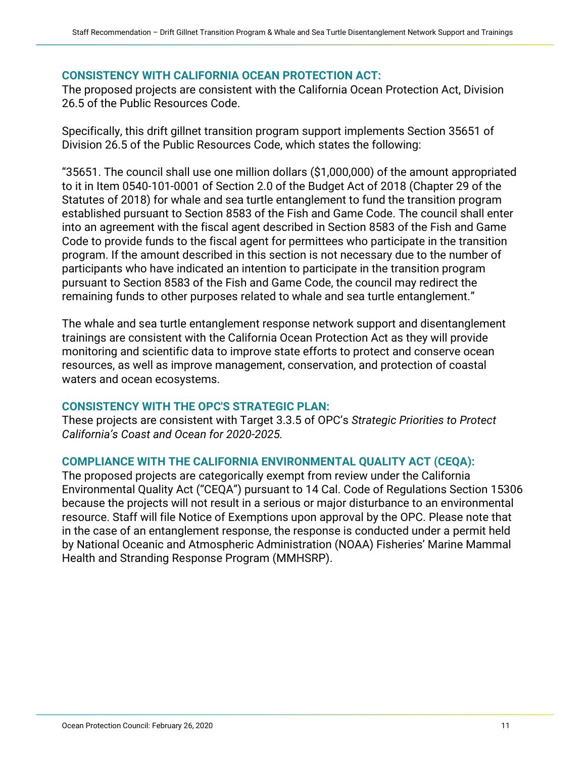## CONSISTENCY WITH CALIFORNIA OCEAN PROTECTION ACT:

The proposed projects are consistent with the California Ocean Protection Act, Division 26.5 of the Public Resources Code.

Specifically, this drift gillnet transition program support implements Section 35651 of Division 26.5 of the Public Resources Code, which states the following:

"35651. The council shall use one million dollars ($1,000,000) of the amount appropriated to it in Item 0540-101-0001 of Section 2.0 of the Budget Act of 2018 (Chapter 29 of the Statutes of 2018) for whale and sea turtle entanglement to fund the transition program established pursuant to Section 8583 of the Fish and Game Code. The council shall enter into an agreement with the fiscal agent described in Section 8583 of the Fish and Game Code to provide funds to the fiscal agent for permittees who participate in the transition program. If the amount described in this section is not necessary due to the number of participants who have indicated an intention to participate in the transition program pursuant to Section 8583 of the Fish and Game Code, the council may redirect the remaining funds to other purposes related to whale and sea turtle entanglement."

The whale and sea turtle entanglement response network support and disentanglement trainings are consistent with the California Ocean Protection Act as they will provide monitoring and scientific data to improve state efforts to protect and conserve ocean resources, as well as improve management, conservation, and protection of coastal waters and ocean ecosystems.

## CONSISTENCY WITH THE OPC'S STRATEGIC PLAN:

These projects are consistent with Target 3.3.5 of OPC's *Strategic Priorities to Protect California's Coast and Ocean for 2020-2025.*

## COMPLIANCE WITH THE CALIFORNIA ENVIRONMENTAL QUALITY ACT (CEQA):

The proposed projects are categorically exempt from review under the California Environmental Quality Act ("CEQA") pursuant to 14 Cal. Code of Regulations Section 15306 because the projects will not result in a serious or major disturbance to an environmental resource. Staff will file Notice of Exemptions upon approval by the OPC. Please note that in the case of an entanglement response, the response is conducted under a permit held by National Oceanic and Atmospheric Administration (NOAA) Fisheries' Marine Mammal Health and Stranding Response Program (MMHSRP).